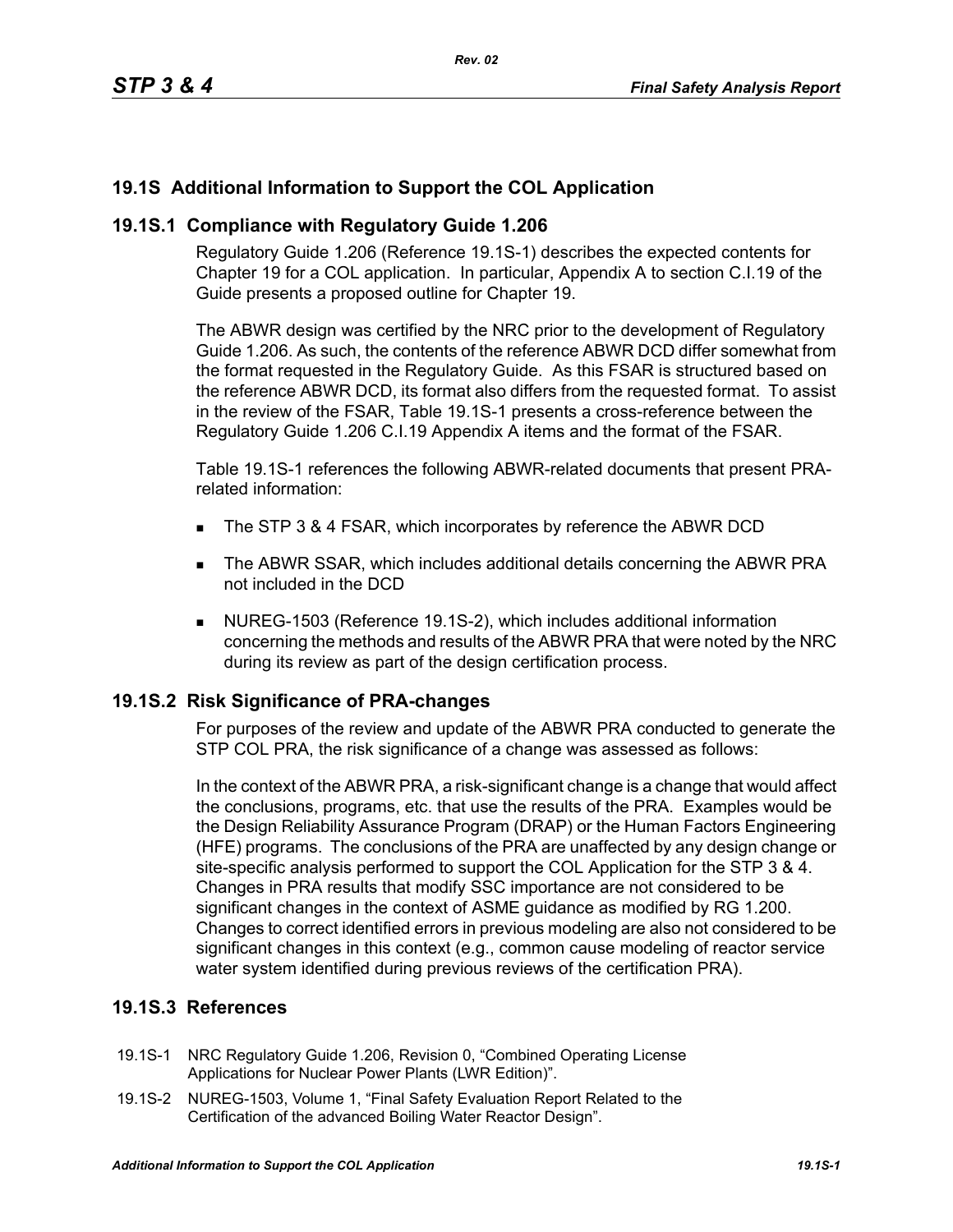## 19.1S Additional Information to Support the COL Application

### 19.1S.1 Compliance with Regulatory Guide 1.206

Regulatory Guide 1.206 (Reference 19.1S-1) describes the expected contents for Chapter 19 for a COL application. In particular, Appendix A to section C.I.19 of the Guide presents a proposed outline for Chapter 19.

The ABWR design was certified by the NRC prior to the development of Regulatory Guide 1.206. As such, the contents of the reference ABWR DCD differ somewhat from the format requested in the Regulatory Guide. As this FSAR is structured based on the reference ABWR DCD, its format also differs from the requested format. To assist in the review of the FSAR, Table 19.1S-1 presents a cross-reference between the Regulatory Guide 1.206 C.I.19 Appendix A items and the format of the FSAR.

Table 19.1S-1 references the following ABWR-related documents that present PRA-related information:

- The STP 3 & 4 FSAR, which incorporates by reference the ABWR DCD
- The ABWR SSAR, which includes additional details concerning the ABWR PRA not included in the DCD
- NUREG-1503 (Reference 19.1S-2), which includes additional information concerning the methods and results of the ABWR PRA that were noted by the NRC during its review as part of the design certification process.

### 19.1S.2 Risk Significance of PRA-changes

For purposes of the review and update of the ABWR PRA conducted to generate the STP COL PRA, the risk significance of a change was assessed as follows:

In the context of the ABWR PRA, a risk-significant change is a change that would affect the conclusions, programs, etc. that use the results of the PRA. Examples would be the Design Reliability Assurance Program (DRAP) or the Human Factors Engineering (HFE) programs. The conclusions of the PRA are unaffected by any design change or site-specific analysis performed to support the COL Application for the STP 3 & 4. Changes in PRA results that modify SSC importance are not considered to be significant changes in the context of ASME guidance as modified by RG 1.200. Changes to correct identified errors in previous modeling are also not considered to be significant changes in this context (e.g., common cause modeling of reactor service water system identified during previous reviews of the certification PRA).

### 19.1S.3 References

19.1S-1 NRC Regulatory Guide 1.206, Revision 0, "Combined Operating License Applications for Nuclear Power Plants (LWR Edition)".

19.1S-2 NUREG-1503, Volume 1, "Final Safety Evaluation Report Related to the Certification of the advanced Boiling Water Reactor Design".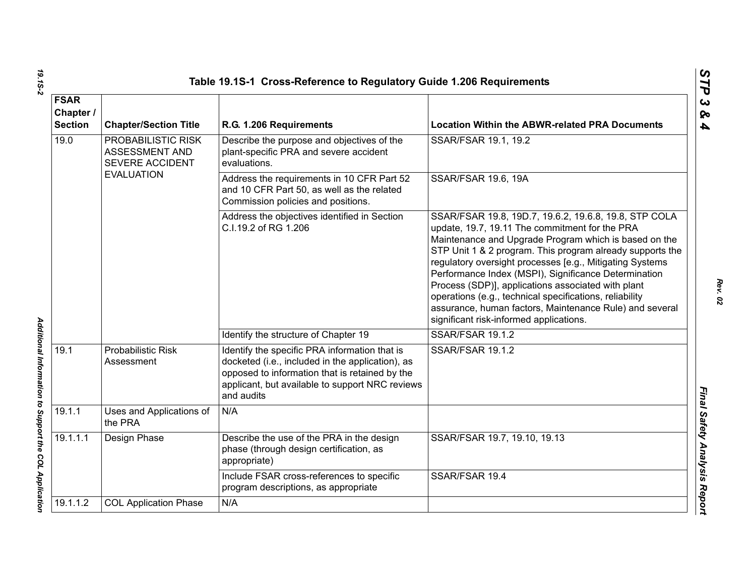**Table 19.1S-1 Cross-Reference to Regulatory Guide 1.206 Requirements**

| FSAR Chapter / Section | Chapter/Section Title | R.G. 1.206 Requirements | Location Within the ABWR-related PRA Documents |
|---|---|---|---|
| 19.0 | PROBABILISTIC RISK ASSESSMENT AND SEVERE ACCIDENT EVALUATION | Describe the purpose and objectives of the plant-specific PRA and severe accident evaluations. | SSAR/FSAR 19.1, 19.2 |
| | | Address the requirements in 10 CFR Part 52 and 10 CFR Part 50, as well as the related Commission policies and positions. | SSAR/FSAR 19.6, 19A |
| | | Address the objectives identified in Section C.I.19.2 of RG 1.206 | SSAR/FSAR 19.8, 19D.7, 19.6.2, 19.6.8, 19.8, STP COLA update, 19.7, 19.11 The commitment for the PRA Maintenance and Upgrade Program which is based on the STP Unit 1 & 2 program. This program already supports the regulatory oversight processes [e.g., Mitigating Systems Performance Index (MSPI), Significance Determination Process (SDP)], applications associated with plant operations (e.g., technical specifications, reliability assurance, human factors, Maintenance Rule) and several significant risk-informed applications. |
| | | Identify the structure of Chapter 19 | SSAR/FSAR 19.1.2 |
| 19.1 | Probabilistic Risk Assessment | Identify the specific PRA information that is docketed (i.e., included in the application), as opposed to information that is retained by the applicant, but available to support NRC reviews and audits | SSAR/FSAR 19.1.2 |
| 19.1.1 | Uses and Applications of the PRA | N/A | |
| 19.1.1.1 | Design Phase | Describe the use of the PRA in the design phase (through design certification, as appropriate) | SSAR/FSAR 19.7, 19.10, 19.13 |
| | | Include FSAR cross-references to specific program descriptions, as appropriate | SSAR/FSAR 19.4 |
| 19.1.1.2 | COL Application Phase | N/A | |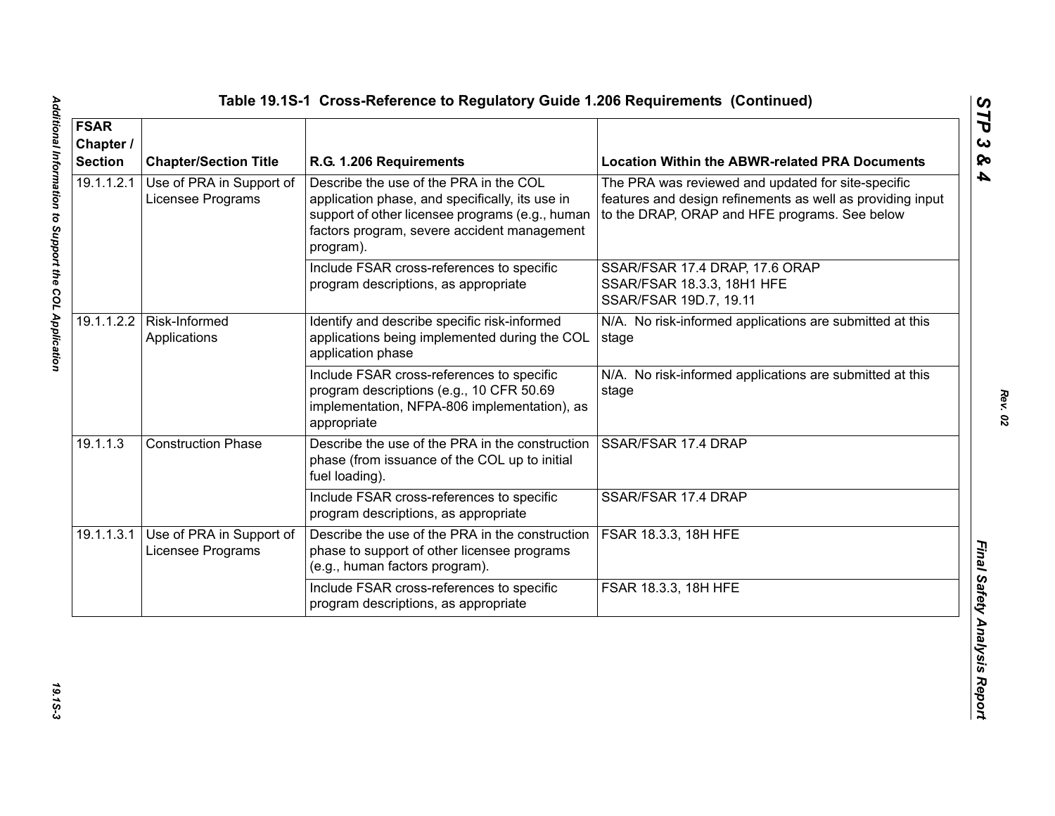Table 19.1S-1 Cross-Reference to Regulatory Guide 1.206 Requirements (Continued)

| FSAR Chapter / Section | Chapter/Section Title | R.G. 1.206 Requirements | Location Within the ABWR-related PRA Documents |
|---|---|---|---|
| 19.1.1.2.1 | Use of PRA in Support of Licensee Programs | Describe the use of the PRA in the COL application phase, and specifically, its use in support of other licensee programs (e.g., human factors program, severe accident management program). | The PRA was reviewed and updated for site-specific features and design refinements as well as providing input to the DRAP, ORAP and HFE programs. See below |
| | | Include FSAR cross-references to specific program descriptions, as appropriate | SSAR/FSAR 17.4 DRAP, 17.6 ORAP<br>SSAR/FSAR 18.3.3, 18H1 HFE<br>SSAR/FSAR 19D.7, 19.11 |
| 19.1.1.2.2 | Risk-Informed Applications | Identify and describe specific risk-informed applications being implemented during the COL application phase | N/A. No risk-informed applications are submitted at this stage |
| | | Include FSAR cross-references to specific program descriptions (e.g., 10 CFR 50.69 implementation, NFPA-806 implementation), as appropriate | N/A. No risk-informed applications are submitted at this stage |
| 19.1.1.3 | Construction Phase | Describe the use of the PRA in the construction phase (from issuance of the COL up to initial fuel loading). | SSAR/FSAR 17.4 DRAP |
| | | Include FSAR cross-references to specific program descriptions, as appropriate | SSAR/FSAR 17.4 DRAP |
| 19.1.1.3.1 | Use of PRA in Support of Licensee Programs | Describe the use of the PRA in the construction phase to support of other licensee programs (e.g., human factors program). | FSAR 18.3.3, 18H HFE |
| | | Include FSAR cross-references to specific program descriptions, as appropriate | FSAR 18.3.3, 18H HFE |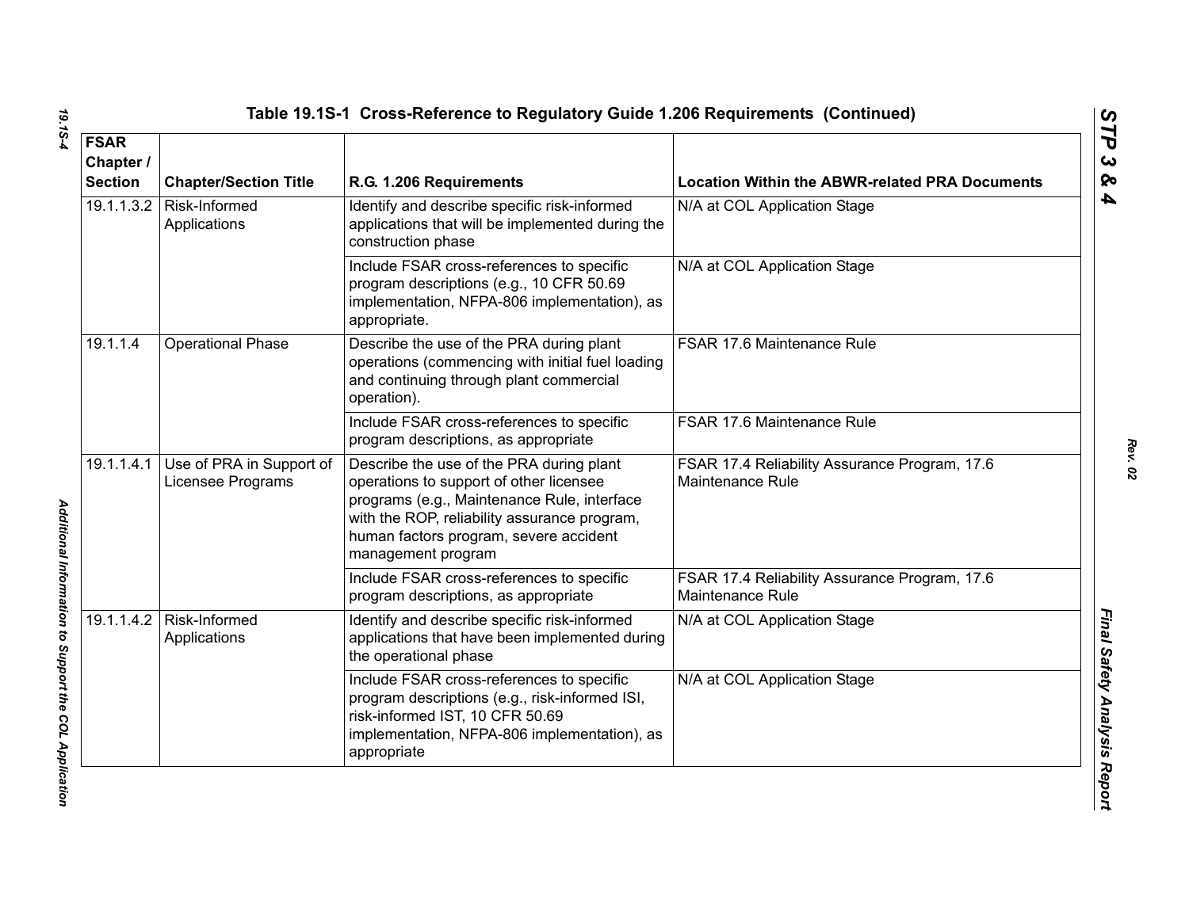**Table 19.1S-1 Cross-Reference to Regulatory Guide 1.206 Requirements (Continued)**

| FSAR Chapter / Section | Chapter/Section Title | R.G. 1.206 Requirements | Location Within the ABWR-related PRA Documents |
|---|---|---|---|
| 19.1.1.3.2 | Risk-Informed Applications | Identify and describe specific risk-informed applications that will be implemented during the construction phase | N/A at COL Application Stage |
| | | Include FSAR cross-references to specific program descriptions (e.g., 10 CFR 50.69 implementation, NFPA-806 implementation), as appropriate. | N/A at COL Application Stage |
| 19.1.1.4 | Operational Phase | Describe the use of the PRA during plant operations (commencing with initial fuel loading and continuing through plant commercial operation). | FSAR 17.6 Maintenance Rule |
| | | Include FSAR cross-references to specific program descriptions, as appropriate | FSAR 17.6 Maintenance Rule |
| 19.1.1.4.1 | Use of PRA in Support of Licensee Programs | Describe the use of the PRA during plant operations to support of other licensee programs (e.g., Maintenance Rule, interface with the ROP, reliability assurance program, human factors program, severe accident management program | FSAR 17.4 Reliability Assurance Program, 17.6 Maintenance Rule |
| | | Include FSAR cross-references to specific program descriptions, as appropriate | FSAR 17.4 Reliability Assurance Program, 17.6 Maintenance Rule |
| 19.1.1.4.2 | Risk-Informed Applications | Identify and describe specific risk-informed applications that have been implemented during the operational phase | N/A at COL Application Stage |
| | | Include FSAR cross-references to specific program descriptions (e.g., risk-informed ISI, risk-informed IST, 10 CFR 50.69 implementation, NFPA-806 implementation), as appropriate | N/A at COL Application Stage |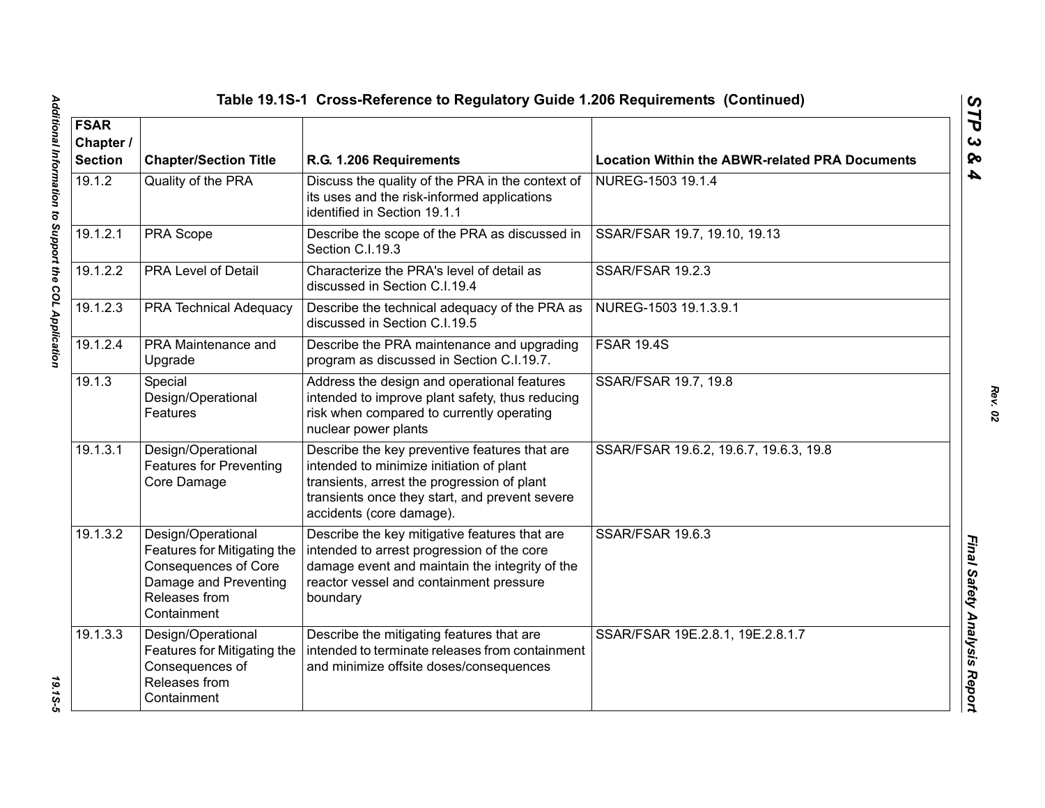## Table 19.1S-1 Cross-Reference to Regulatory Guide 1.206 Requirements (Continued)

| FSAR Chapter / Section | Chapter/Section Title | R.G. 1.206 Requirements | Location Within the ABWR-related PRA Documents |
|---|---|---|---|
| 19.1.2 | Quality of the PRA | Discuss the quality of the PRA in the context of its uses and the risk-informed applications identified in Section 19.1.1 | NUREG-1503 19.1.4 |
| 19.1.2.1 | PRA Scope | Describe the scope of the PRA as discussed in Section C.I.19.3 | SSAR/FSAR 19.7, 19.10, 19.13 |
| 19.1.2.2 | PRA Level of Detail | Characterize the PRA's level of detail as discussed in Section C.I.19.4 | SSAR/FSAR 19.2.3 |
| 19.1.2.3 | PRA Technical Adequacy | Describe the technical adequacy of the PRA as discussed in Section C.I.19.5 | NUREG-1503 19.1.3.9.1 |
| 19.1.2.4 | PRA Maintenance and Upgrade | Describe the PRA maintenance and upgrading program as discussed in Section C.I.19.7. | FSAR 19.4S |
| 19.1.3 | Special Design/Operational Features | Address the design and operational features intended to improve plant safety, thus reducing risk when compared to currently operating nuclear power plants | SSAR/FSAR 19.7, 19.8 |
| 19.1.3.1 | Design/Operational Features for Preventing Core Damage | Describe the key preventive features that are intended to minimize initiation of plant transients, arrest the progression of plant transients once they start, and prevent severe accidents (core damage). | SSAR/FSAR 19.6.2, 19.6.7, 19.6.3, 19.8 |
| 19.1.3.2 | Design/Operational Features for Mitigating the Consequences of Core Damage and Preventing Releases from Containment | Describe the key mitigative features that are intended to arrest progression of the core damage event and maintain the integrity of the reactor vessel and containment pressure boundary | SSAR/FSAR 19.6.3 |
| 19.1.3.3 | Design/Operational Features for Mitigating the Consequences of Releases from Containment | Describe the mitigating features that are intended to terminate releases from containment and minimize offsite doses/consequences | SSAR/FSAR 19E.2.8.1, 19E.2.8.1.7 |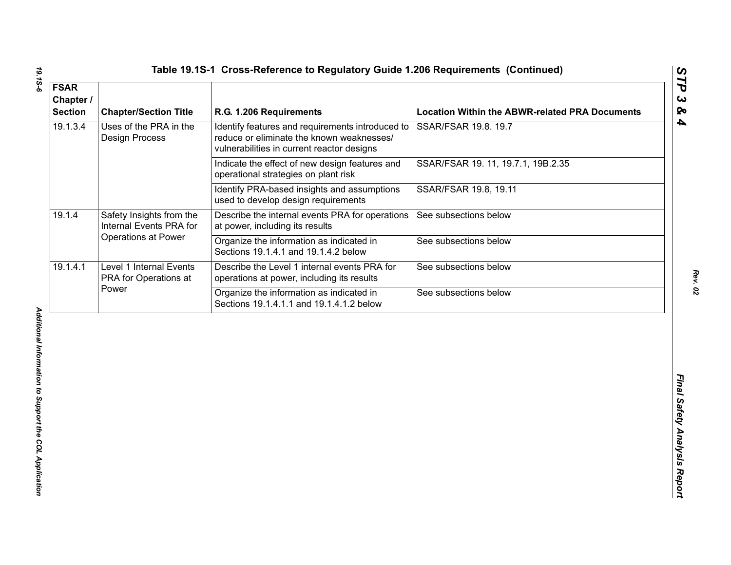## Table 19.1S-1 Cross-Reference to Regulatory Guide 1.206 Requirements (Continued)

| FSAR Chapter / Section | Chapter/Section Title | R.G. 1.206 Requirements | Location Within the ABWR-related PRA Documents |
|---|---|---|---|
| 19.1.3.4 | Uses of the PRA in the Design Process | Identify features and requirements introduced to reduce or eliminate the known weaknesses/ vulnerabilities in current reactor designs | SSAR/FSAR 19.8. 19.7 |
| | | Indicate the effect of new design features and operational strategies on plant risk | SSAR/FSAR 19. 11, 19.7.1, 19B.2.35 |
| | | Identify PRA-based insights and assumptions used to develop design requirements | SSAR/FSAR 19.8, 19.11 |
| 19.1.4 | Safety Insights from the Internal Events PRA for Operations at Power | Describe the internal events PRA for operations at power, including its results | See subsections below |
| | | Organize the information as indicated in Sections 19.1.4.1 and 19.1.4.2 below | See subsections below |
| 19.1.4.1 | Level 1 Internal Events PRA for Operations at Power | Describe the Level 1 internal events PRA for operations at power, including its results | See subsections below |
| | | Organize the information as indicated in Sections 19.1.4.1.1 and 19.1.4.1.2 below | See subsections below |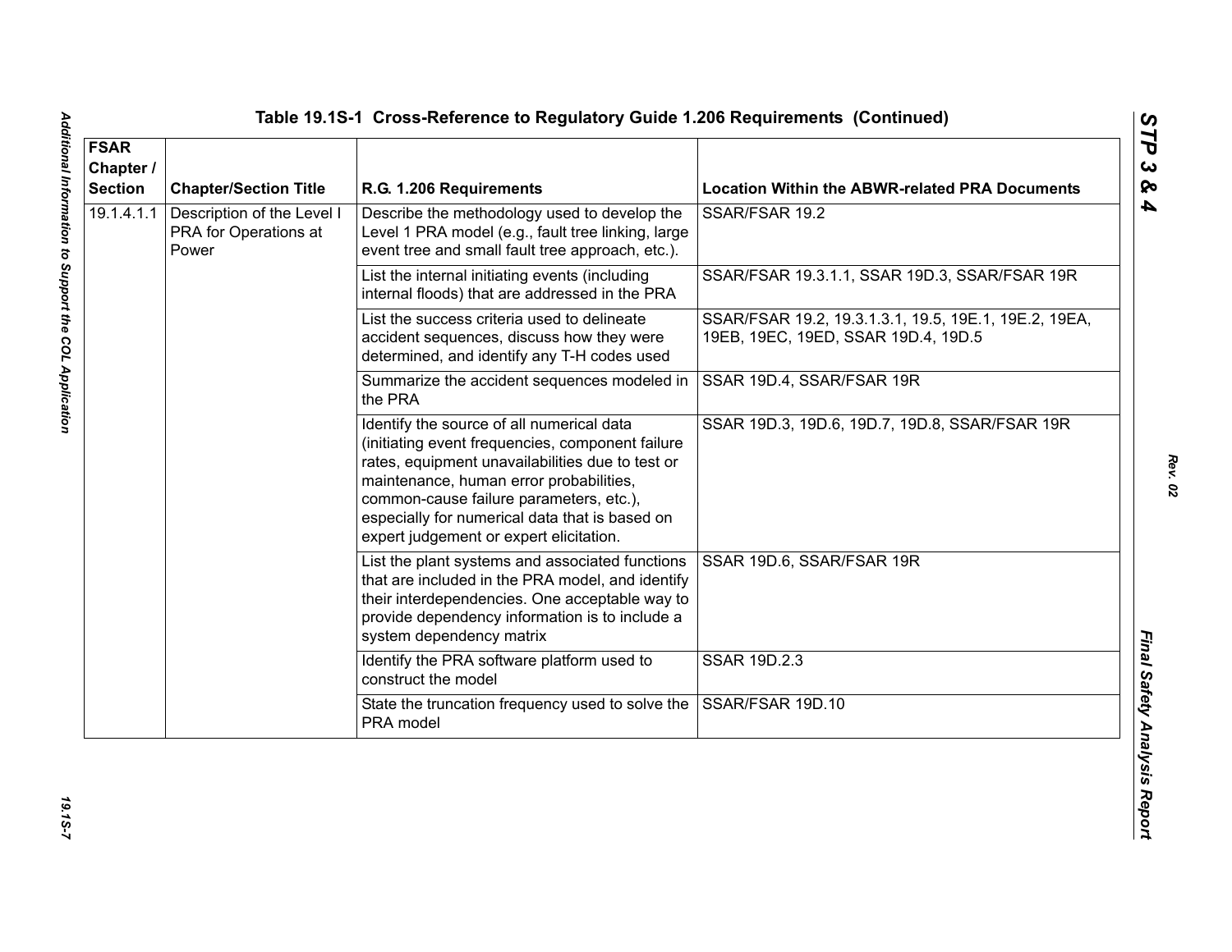# Table 19.1S-1 Cross-Reference to Regulatory Guide 1.206 Requirements (Continued)

| FSAR Chapter / Section | Chapter/Section Title | R.G. 1.206 Requirements | Location Within the ABWR-related PRA Documents |
|---|---|---|---|
| 19.1.4.1.1 | Description of the Level I PRA for Operations at Power | Describe the methodology used to develop the Level 1 PRA model (e.g., fault tree linking, large event tree and small fault tree approach, etc.). | SSAR/FSAR 19.2 |
| | | List the internal initiating events (including internal floods) that are addressed in the PRA | SSAR/FSAR 19.3.1.1, SSAR 19D.3, SSAR/FSAR 19R |
| | | List the success criteria used to delineate accident sequences, discuss how they were determined, and identify any T-H codes used | SSAR/FSAR 19.2, 19.3.1.3.1, 19.5, 19E.1, 19E.2, 19EA, 19EB, 19EC, 19ED, SSAR 19D.4, 19D.5 |
| | | Summarize the accident sequences modeled in the PRA | SSAR 19D.4, SSAR/FSAR 19R |
| | | Identify the source of all numerical data (initiating event frequencies, component failure rates, equipment unavailabilities due to test or maintenance, human error probabilities, common-cause failure parameters, etc.), especially for numerical data that is based on expert judgement or expert elicitation. | SSAR 19D.3, 19D.6, 19D.7, 19D.8, SSAR/FSAR 19R |
| | | List the plant systems and associated functions that are included in the PRA model, and identify their interdependencies. One acceptable way to provide dependency information is to include a system dependency matrix | SSAR 19D.6, SSAR/FSAR 19R |
| | | Identify the PRA software platform used to construct the model | SSAR 19D.2.3 |
| | | State the truncation frequency used to solve the PRA model | SSAR/FSAR 19D.10 |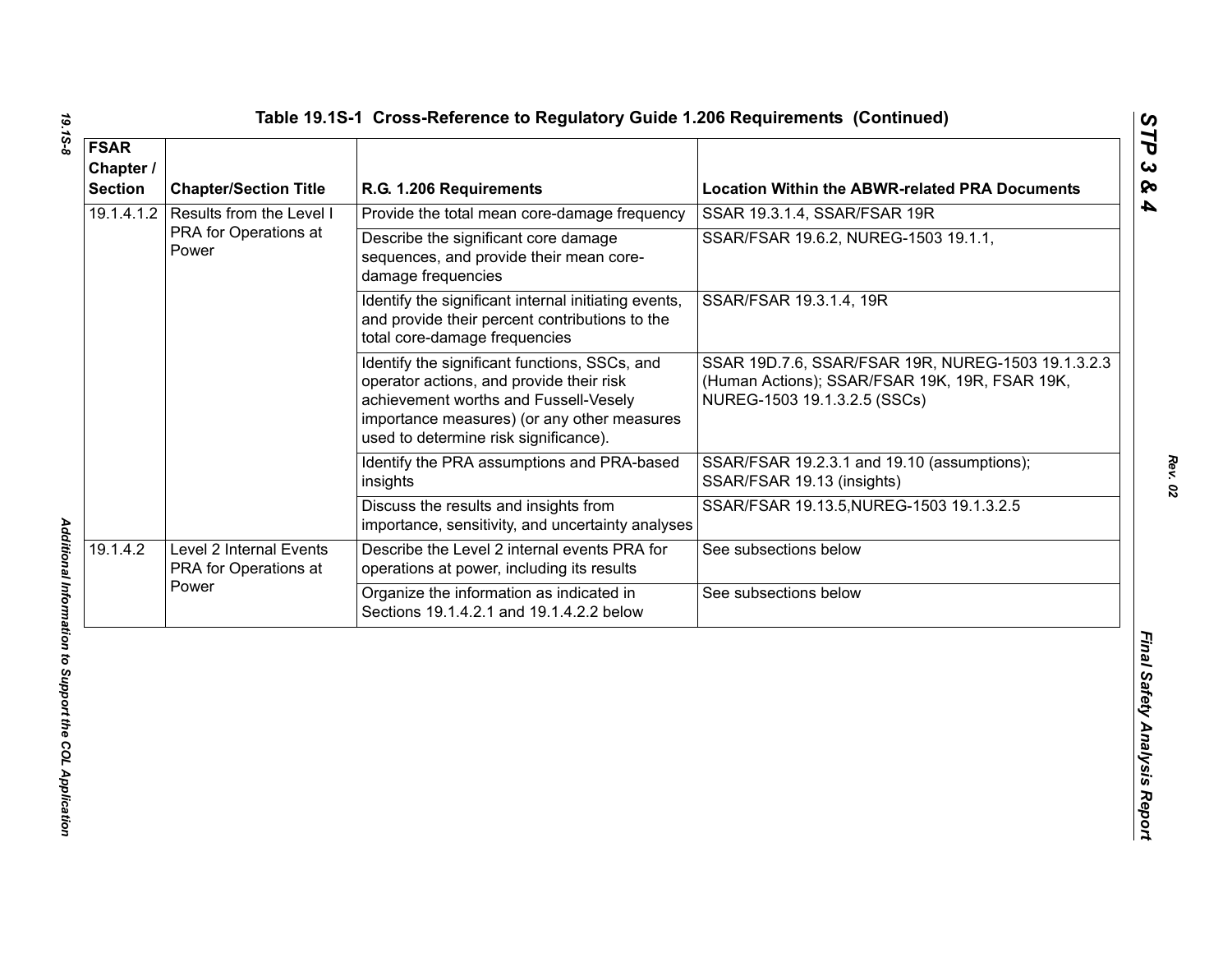Table 19.1S-1 Cross-Reference to Regulatory Guide 1.206 Requirements (Continued)

| FSAR Chapter / Section | Chapter/Section Title | R.G. 1.206 Requirements | Location Within the ABWR-related PRA Documents |
|---|---|---|---|
| 19.1.4.1.2 | Results from the Level I PRA for Operations at Power | Provide the total mean core-damage frequency | SSAR 19.3.1.4, SSAR/FSAR 19R |
| | | Describe the significant core damage sequences, and provide their mean core-damage frequencies | SSAR/FSAR 19.6.2, NUREG-1503 19.1.1, |
| | | Identify the significant internal initiating events, and provide their percent contributions to the total core-damage frequencies | SSAR/FSAR 19.3.1.4, 19R |
| | | Identify the significant functions, SSCs, and operator actions, and provide their risk achievement worths and Fussell-Vesely importance measures) (or any other measures used to determine risk significance). | SSAR 19D.7.6, SSAR/FSAR 19R, NUREG-1503 19.1.3.2.3 (Human Actions); SSAR/FSAR 19K, 19R, FSAR 19K, NUREG-1503 19.1.3.2.5 (SSCs) |
| | | Identify the PRA assumptions and PRA-based insights | SSAR/FSAR 19.2.3.1 and 19.10 (assumptions); SSAR/FSAR 19.13 (insights) |
| | | Discuss the results and insights from importance, sensitivity, and uncertainty analyses | SSAR/FSAR 19.13.5,NUREG-1503 19.1.3.2.5 |
| 19.1.4.2 | Level 2 Internal Events PRA for Operations at Power | Describe the Level 2 internal events PRA for operations at power, including its results | See subsections below |
| | | Organize the information as indicated in Sections 19.1.4.2.1 and 19.1.4.2.2 below | See subsections below |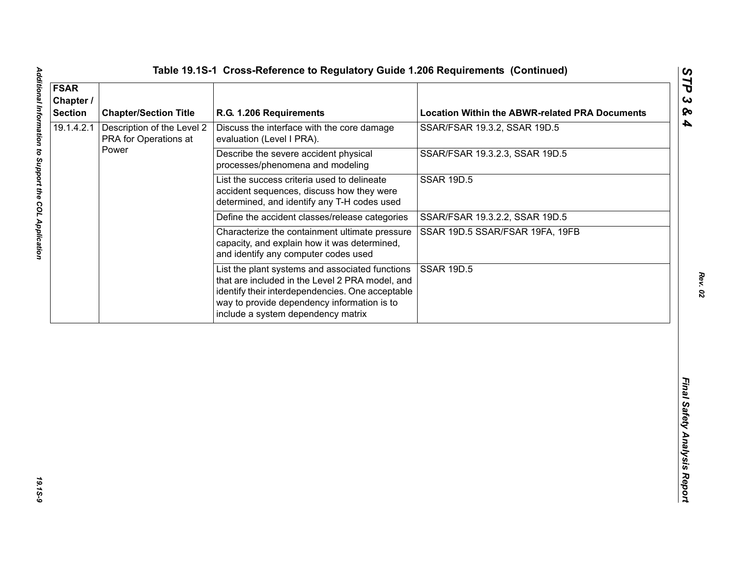**Table 19.1S-1 Cross-Reference to Regulatory Guide 1.206 Requirements (Continued)**

| FSAR Chapter / Section | Chapter/Section Title | R.G. 1.206 Requirements | Location Within the ABWR-related PRA Documents |
|---|---|---|---|
| 19.1.4.2.1 | Description of the Level 2 PRA for Operations at Power | Discuss the interface with the core damage evaluation (Level I PRA). | SSAR/FSAR 19.3.2, SSAR 19D.5 |
| | | Describe the severe accident physical processes/phenomena and modeling | SSAR/FSAR 19.3.2.3, SSAR 19D.5 |
| | | List the success criteria used to delineate accident sequences, discuss how they were determined, and identify any T-H codes used | SSAR 19D.5 |
| | | Define the accident classes/release categories | SSAR/FSAR 19.3.2.2, SSAR 19D.5 |
| | | Characterize the containment ultimate pressure capacity, and explain how it was determined, and identify any computer codes used | SSAR 19D.5 SSAR/FSAR 19FA, 19FB |
| | | List the plant systems and associated functions that are included in the Level 2 PRA model, and identify their interdependencies. One acceptable way to provide dependency information is to include a system dependency matrix | SSAR 19D.5 |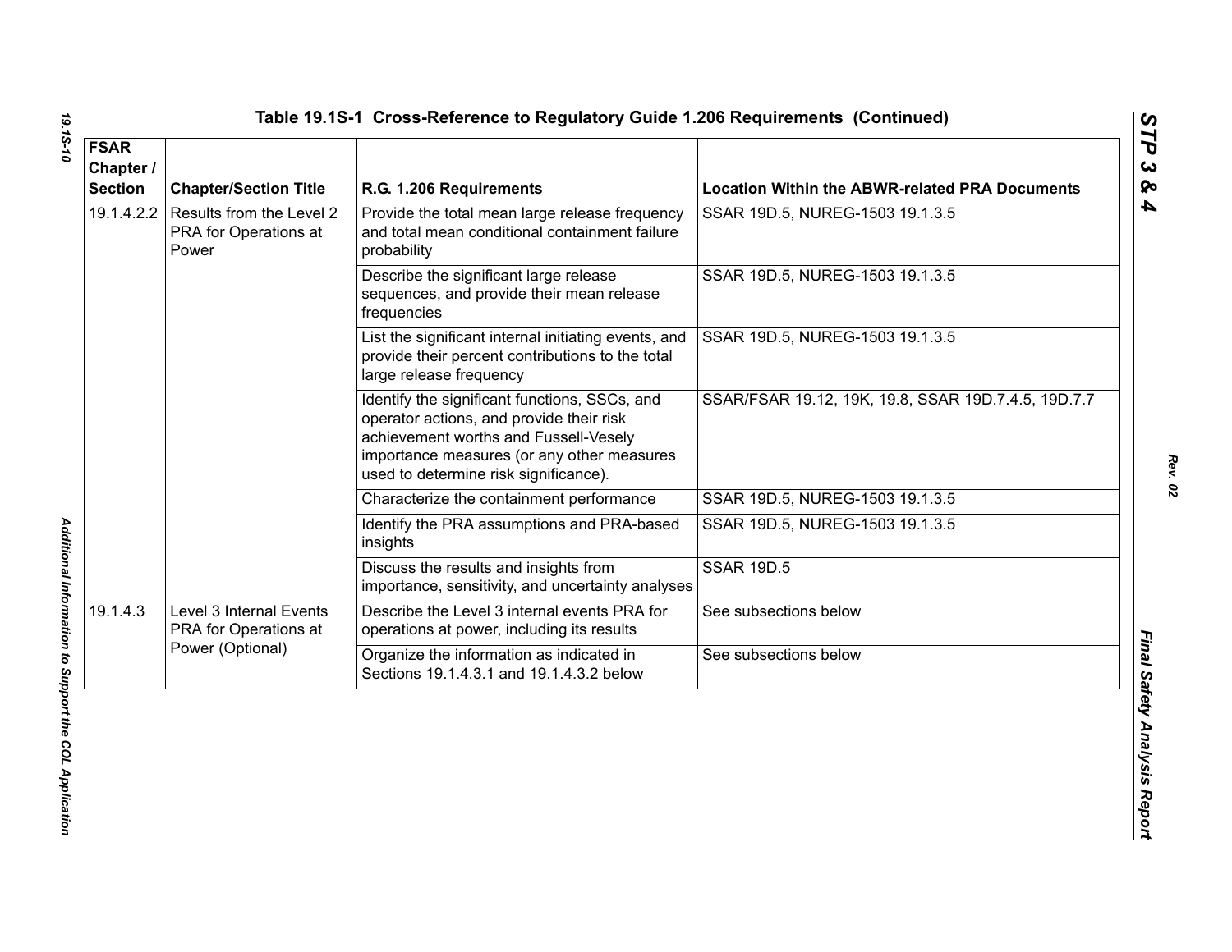# Table 19.1S-1 Cross-Reference to Regulatory Guide 1.206 Requirements (Continued)

| FSAR Chapter / Section | Chapter/Section Title | R.G. 1.206 Requirements | Location Within the ABWR-related PRA Documents |
|---|---|---|---|
| 19.1.4.2.2 | Results from the Level 2 PRA for Operations at Power | Provide the total mean large release frequency and total mean conditional containment failure probability | SSAR 19D.5, NUREG-1503 19.1.3.5 |
| | | Describe the significant large release sequences, and provide their mean release frequencies | SSAR 19D.5, NUREG-1503 19.1.3.5 |
| | | List the significant internal initiating events, and provide their percent contributions to the total large release frequency | SSAR 19D.5, NUREG-1503 19.1.3.5 |
| | | Identify the significant functions, SSCs, and operator actions, and provide their risk achievement worths and Fussell-Vesely importance measures (or any other measures used to determine risk significance). | SSAR/FSAR 19.12, 19K, 19.8, SSAR 19D.7.4.5, 19D.7.7 |
| | | Characterize the containment performance | SSAR 19D.5, NUREG-1503 19.1.3.5 |
| | | Identify the PRA assumptions and PRA-based insights | SSAR 19D.5, NUREG-1503 19.1.3.5 |
| | | Discuss the results and insights from importance, sensitivity, and uncertainty analyses | SSAR 19D.5 |
| 19.1.4.3 | Level 3 Internal Events PRA for Operations at Power (Optional) | Describe the Level 3 internal events PRA for operations at power, including its results | See subsections below |
| | | Organize the information as indicated in Sections 19.1.4.3.1 and 19.1.4.3.2 below | See subsections below |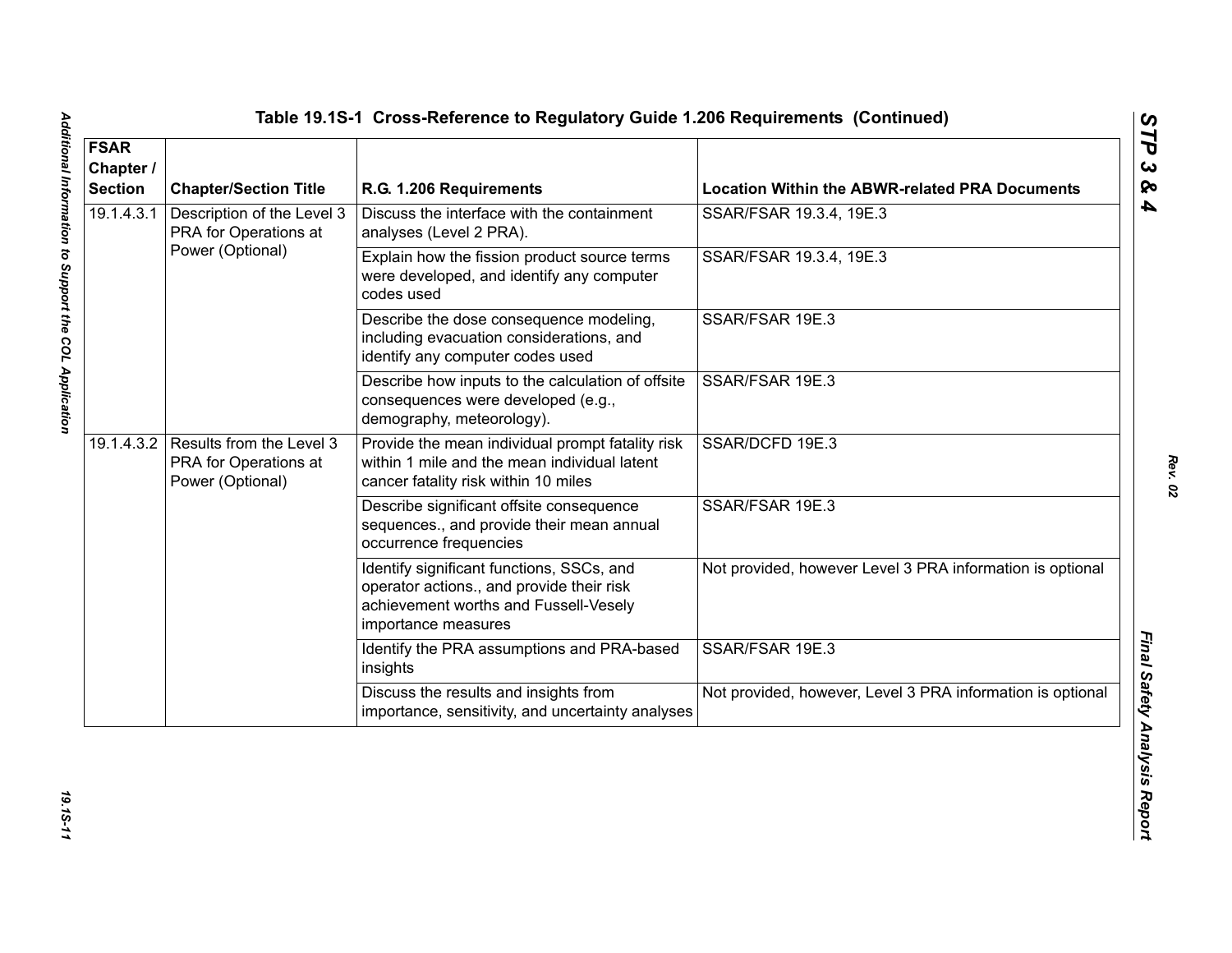## Table 19.1S-1 Cross-Reference to Regulatory Guide 1.206 Requirements (Continued)

| FSAR Chapter / Section | Chapter/Section Title | R.G. 1.206 Requirements | Location Within the ABWR-related PRA Documents |
|---|---|---|---|
| 19.1.4.3.1 | Description of the Level 3 PRA for Operations at Power (Optional) | Discuss the interface with the containment analyses (Level 2 PRA). | SSAR/FSAR 19.3.4, 19E.3 |
| | | Explain how the fission product source terms were developed, and identify any computer codes used | SSAR/FSAR 19.3.4, 19E.3 |
| | | Describe the dose consequence modeling, including evacuation considerations, and identify any computer codes used | SSAR/FSAR 19E.3 |
| | | Describe how inputs to the calculation of offsite consequences were developed (e.g., demography, meteorology). | SSAR/FSAR 19E.3 |
| 19.1.4.3.2 | Results from the Level 3 PRA for Operations at Power (Optional) | Provide the mean individual prompt fatality risk within 1 mile and the mean individual latent cancer fatality risk within 10 miles | SSAR/DCFD 19E.3 |
| | | Describe significant offsite consequence sequences., and provide their mean annual occurrence frequencies | SSAR/FSAR 19E.3 |
| | | Identify significant functions, SSCs, and operator actions., and provide their risk achievement worths and Fussell-Vesely importance measures | Not provided, however Level 3 PRA information is optional |
| | | Identify the PRA assumptions and PRA-based insights | SSAR/FSAR 19E.3 |
| | | Discuss the results and insights from importance, sensitivity, and uncertainty analyses | Not provided, however, Level 3 PRA information is optional |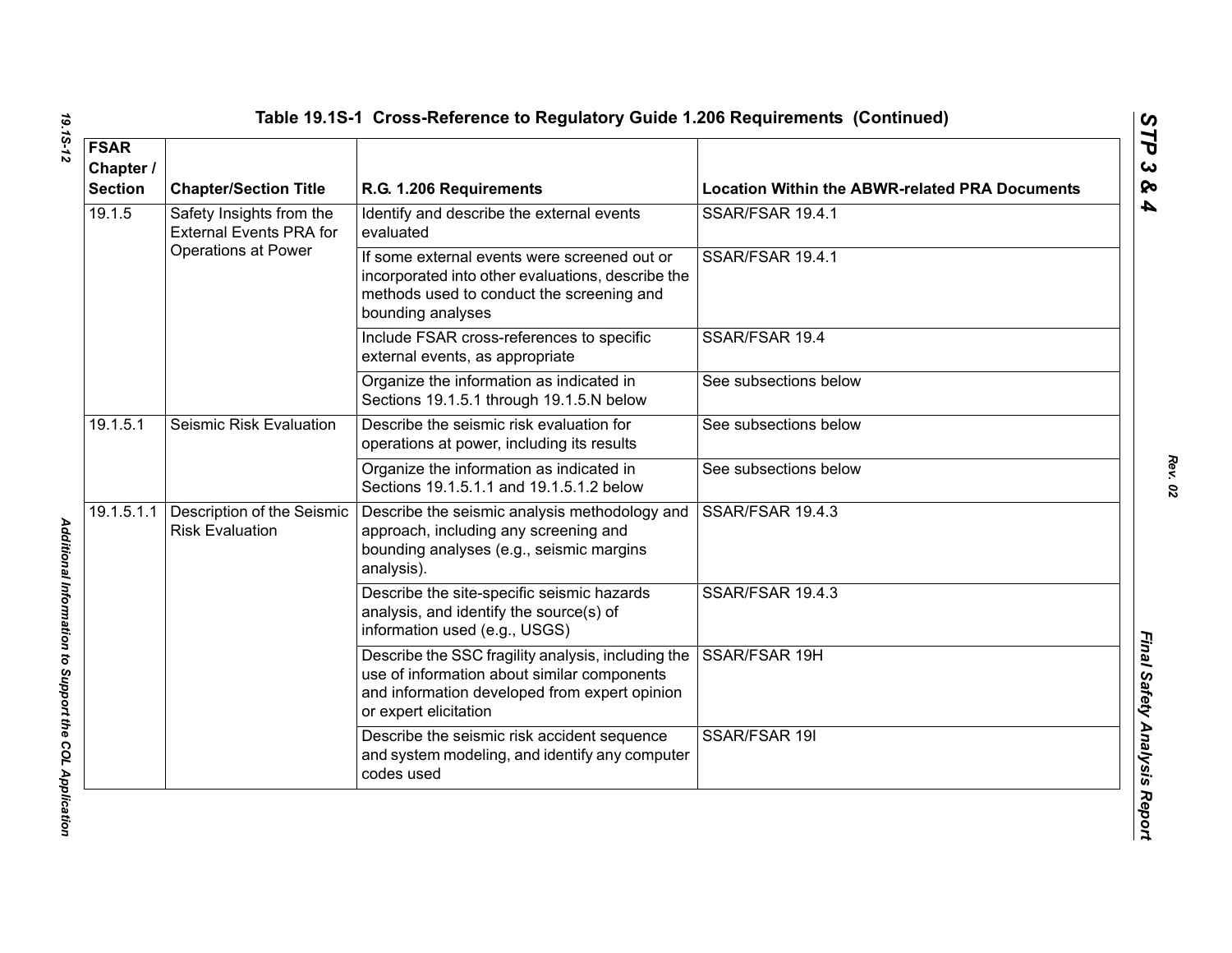## Table 19.1S-1 Cross-Reference to Regulatory Guide 1.206 Requirements (Continued)

| FSAR Chapter / Section | Chapter/Section Title | R.G. 1.206 Requirements | Location Within the ABWR-related PRA Documents |
|---|---|---|---|
| 19.1.5 | Safety Insights from the External Events PRA for Operations at Power | Identify and describe the external events evaluated | SSAR/FSAR 19.4.1 |
| | | If some external events were screened out or incorporated into other evaluations, describe the methods used to conduct the screening and bounding analyses | SSAR/FSAR 19.4.1 |
| | | Include FSAR cross-references to specific external events, as appropriate | SSAR/FSAR 19.4 |
| | | Organize the information as indicated in Sections 19.1.5.1 through 19.1.5.N below | See subsections below |
| 19.1.5.1 | Seismic Risk Evaluation | Describe the seismic risk evaluation for operations at power, including its results | See subsections below |
| | | Organize the information as indicated in Sections 19.1.5.1.1 and 19.1.5.1.2 below | See subsections below |
| 19.1.5.1.1 | Description of the Seismic Risk Evaluation | Describe the seismic analysis methodology and approach, including any screening and bounding analyses (e.g., seismic margins analysis). | SSAR/FSAR 19.4.3 |
| | | Describe the site-specific seismic hazards analysis, and identify the source(s) of information used (e.g., USGS) | SSAR/FSAR 19.4.3 |
| | | Describe the SSC fragility analysis, including the use of information about similar components and information developed from expert opinion or expert elicitation | SSAR/FSAR 19H |
| | | Describe the seismic risk accident sequence and system modeling, and identify any computer codes used | SSAR/FSAR 19I |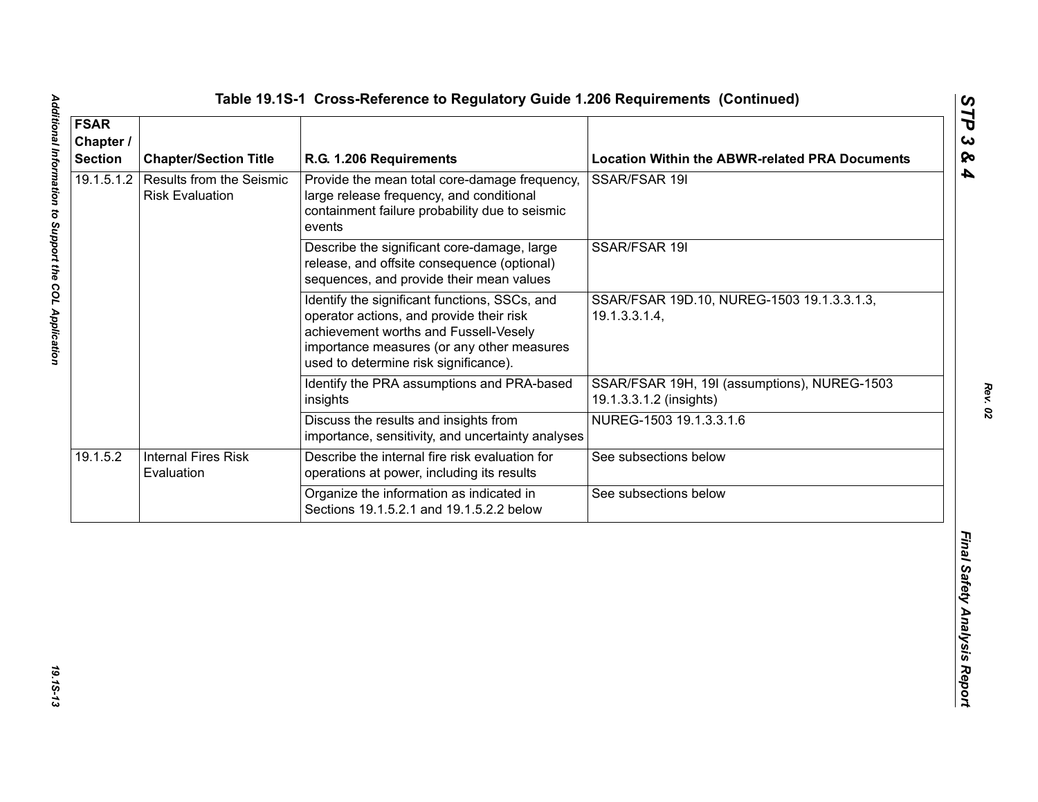## Table 19.1S-1 Cross-Reference to Regulatory Guide 1.206 Requirements (Continued)

| FSAR Chapter / Section | Chapter/Section Title | R.G. 1.206 Requirements | Location Within the ABWR-related PRA Documents |
|---|---|---|---|
| 19.1.5.1.2 | Results from the Seismic Risk Evaluation | Provide the mean total core-damage frequency, large release frequency, and conditional containment failure probability due to seismic events | SSAR/FSAR 19I |
| | | Describe the significant core-damage, large release, and offsite consequence (optional) sequences, and provide their mean values | SSAR/FSAR 19I |
| | | Identify the significant functions, SSCs, and operator actions, and provide their risk achievement worths and Fussell-Vesely importance measures (or any other measures used to determine risk significance). | SSAR/FSAR 19D.10, NUREG-1503 19.1.3.3.1.3, 19.1.3.3.1.4, |
| | | Identify the PRA assumptions and PRA-based insights | SSAR/FSAR 19H, 19I (assumptions), NUREG-1503 19.1.3.3.1.2 (insights) |
| | | Discuss the results and insights from importance, sensitivity, and uncertainty analyses | NUREG-1503 19.1.3.3.1.6 |
| 19.1.5.2 | Internal Fires Risk Evaluation | Describe the internal fire risk evaluation for operations at power, including its results | See subsections below |
| | | Organize the information as indicated in Sections 19.1.5.2.1 and 19.1.5.2.2 below | See subsections below |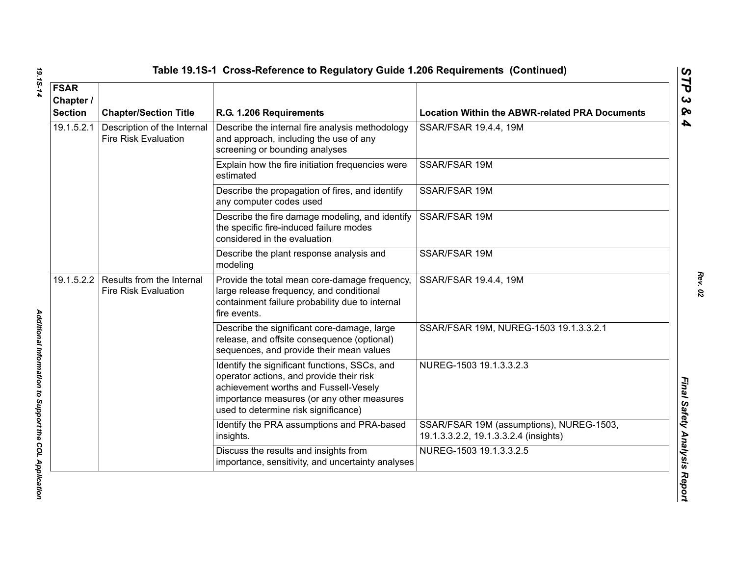# Table 19.1S-1 Cross-Reference to Regulatory Guide 1.206 Requirements (Continued)

| FSAR Chapter / Section | Chapter/Section Title | R.G. 1.206 Requirements | Location Within the ABWR-related PRA Documents |
|---|---|---|---|
| 19.1.5.2.1 | Description of the Internal Fire Risk Evaluation | Describe the internal fire analysis methodology and approach, including the use of any screening or bounding analyses | SSAR/FSAR 19.4.4, 19M |
| | | Explain how the fire initiation frequencies were estimated | SSAR/FSAR 19M |
| | | Describe the propagation of fires, and identify any computer codes used | SSAR/FSAR 19M |
| | | Describe the fire damage modeling, and identify the specific fire-induced failure modes considered in the evaluation | SSAR/FSAR 19M |
| | | Describe the plant response analysis and modeling | SSAR/FSAR 19M |
| 19.1.5.2.2 | Results from the Internal Fire Risk Evaluation | Provide the total mean core-damage frequency, large release frequency, and conditional containment failure probability due to internal fire events. | SSAR/FSAR 19.4.4, 19M |
| | | Describe the significant core-damage, large release, and offsite consequence (optional) sequences, and provide their mean values | SSAR/FSAR 19M, NUREG-1503 19.1.3.3.2.1 |
| | | Identify the significant functions, SSCs, and operator actions, and provide their risk achievement worths and Fussell-Vesely importance measures (or any other measures used to determine risk significance) | NUREG-1503 19.1.3.3.2.3 |
| | | Identify the PRA assumptions and PRA-based insights. | SSAR/FSAR 19M (assumptions), NUREG-1503, 19.1.3.3.2.2, 19.1.3.3.2.4 (insights) |
| | | Discuss the results and insights from importance, sensitivity, and uncertainty analyses | NUREG-1503 19.1.3.3.2.5 |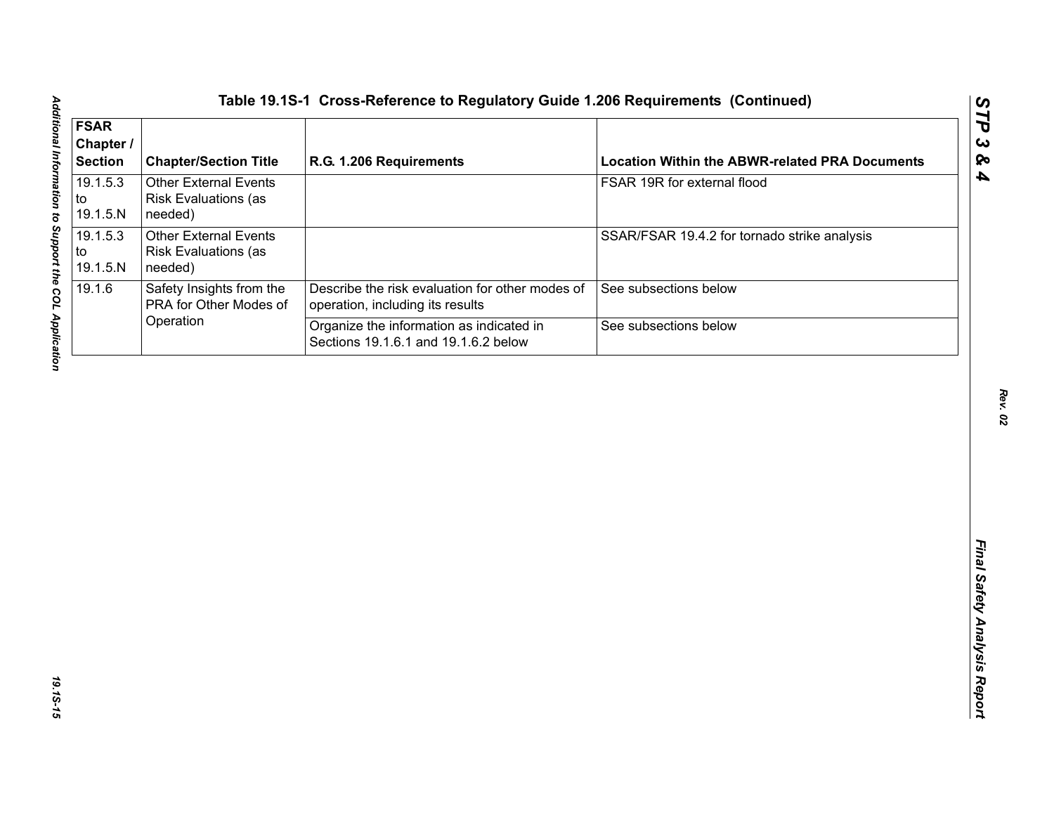## Table 19.1S-1 Cross-Reference to Regulatory Guide 1.206 Requirements (Continued)

| FSAR Chapter / Section | Chapter/Section Title | R.G. 1.206 Requirements | Location Within the ABWR-related PRA Documents |
|---|---|---|---|
| 19.1.5.3 to 19.1.5.N | Other External Events Risk Evaluations (as needed) | | FSAR 19R for external flood |
| 19.1.5.3 to 19.1.5.N | Other External Events Risk Evaluations (as needed) | | SSAR/FSAR 19.4.2 for tornado strike analysis |
| 19.1.6 | Safety Insights from the PRA for Other Modes of Operation | Describe the risk evaluation for other modes of operation, including its results | See subsections below |
| | | Organize the information as indicated in Sections 19.1.6.1 and 19.1.6.2 below | See subsections below |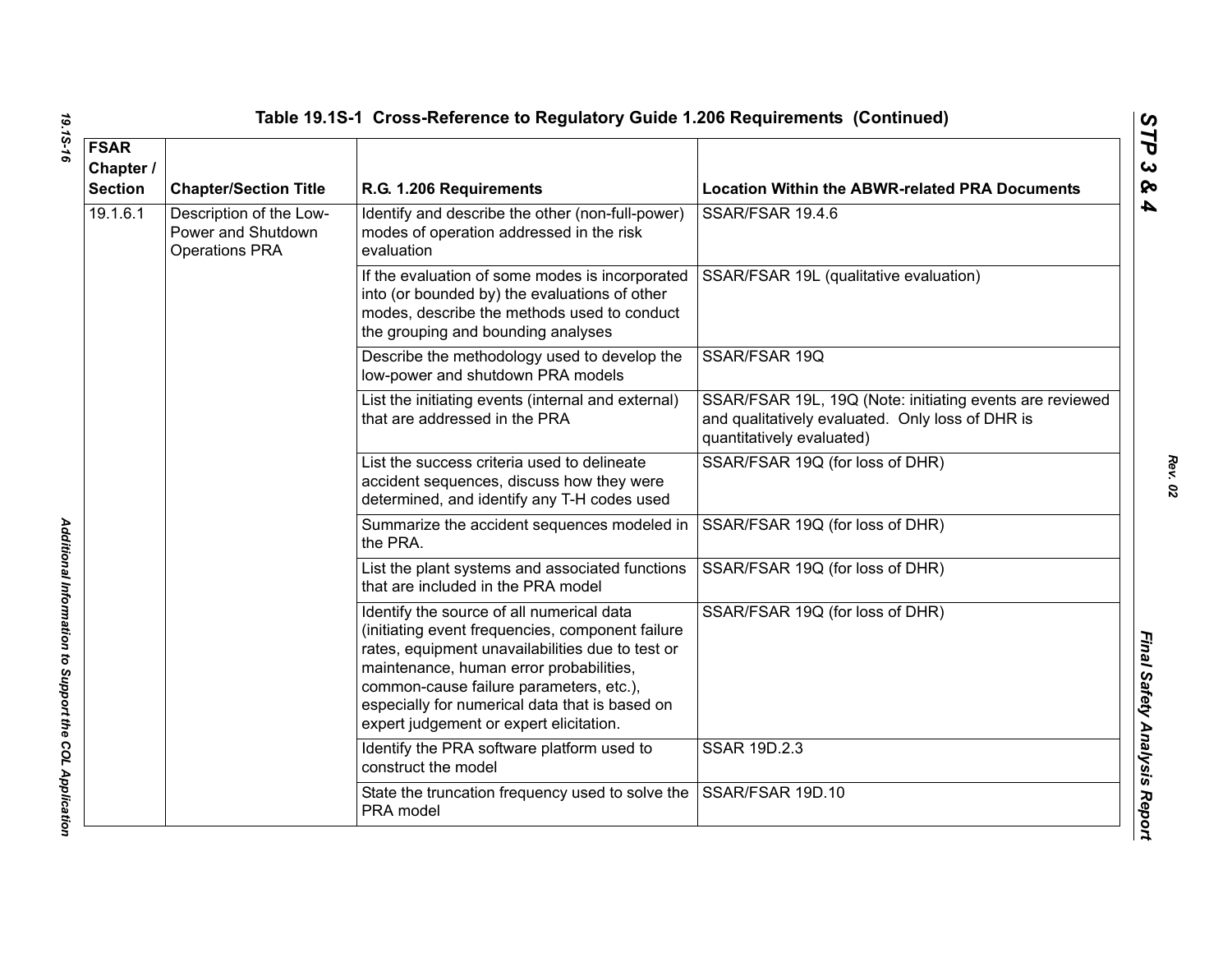## Table 19.1S-1 Cross-Reference to Regulatory Guide 1.206 Requirements (Continued)

| FSAR Chapter / Section | Chapter/Section Title | R.G. 1.206 Requirements | Location Within the ABWR-related PRA Documents |
|---|---|---|---|
| 19.1.6.1 | Description of the Low-Power and Shutdown Operations PRA | Identify and describe the other (non-full-power) modes of operation addressed in the risk evaluation | SSAR/FSAR 19.4.6 |
| | | If the evaluation of some modes is incorporated into (or bounded by) the evaluations of other modes, describe the methods used to conduct the grouping and bounding analyses | SSAR/FSAR 19L (qualitative evaluation) |
| | | Describe the methodology used to develop the low-power and shutdown PRA models | SSAR/FSAR 19Q |
| | | List the initiating events (internal and external) that are addressed in the PRA | SSAR/FSAR 19L, 19Q (Note: initiating events are reviewed and qualitatively evaluated. Only loss of DHR is quantitatively evaluated) |
| | | List the success criteria used to delineate accident sequences, discuss how they were determined, and identify any T-H codes used | SSAR/FSAR 19Q (for loss of DHR) |
| | | Summarize the accident sequences modeled in the PRA. | SSAR/FSAR 19Q (for loss of DHR) |
| | | List the plant systems and associated functions that are included in the PRA model | SSAR/FSAR 19Q (for loss of DHR) |
| | | Identify the source of all numerical data (initiating event frequencies, component failure rates, equipment unavailabilities due to test or maintenance, human error probabilities, common-cause failure parameters, etc.), especially for numerical data that is based on expert judgement or expert elicitation. | SSAR/FSAR 19Q (for loss of DHR) |
| | | Identify the PRA software platform used to construct the model | SSAR 19D.2.3 |
| | | State the truncation frequency used to solve the PRA model | SSAR/FSAR 19D.10 |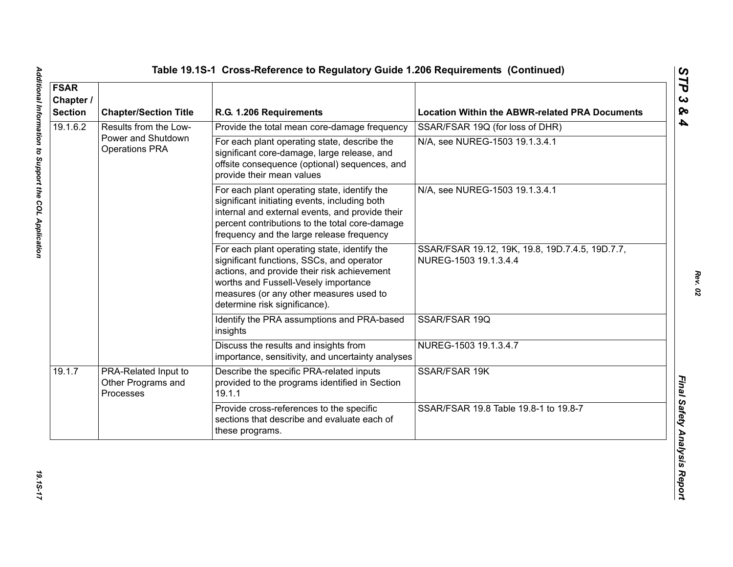## Table 19.1S-1 Cross-Reference to Regulatory Guide 1.206 Requirements (Continued)

| FSAR Chapter / Section | Chapter/Section Title | R.G. 1.206 Requirements | Location Within the ABWR-related PRA Documents |
|---|---|---|---|
| 19.1.6.2 | Results from the Low-Power and Shutdown Operations PRA | Provide the total mean core-damage frequency | SSAR/FSAR 19Q (for loss of DHR) |
| | | For each plant operating state, describe the significant core-damage, large release, and offsite consequence (optional) sequences, and provide their mean values | N/A, see NUREG-1503 19.1.3.4.1 |
| | | For each plant operating state, identify the significant initiating events, including both internal and external events, and provide their percent contributions to the total core-damage frequency and the large release frequency | N/A, see NUREG-1503 19.1.3.4.1 |
| | | For each plant operating state, identify the significant functions, SSCs, and operator actions, and provide their risk achievement worths and Fussell-Vesely importance measures (or any other measures used to determine risk significance). | SSAR/FSAR 19.12, 19K, 19.8, 19D.7.4.5, 19D.7.7, NUREG-1503 19.1.3.4.4 |
| | | Identify the PRA assumptions and PRA-based insights | SSAR/FSAR 19Q |
| | | Discuss the results and insights from importance, sensitivity, and uncertainty analyses | NUREG-1503 19.1.3.4.7 |
| 19.1.7 | PRA-Related Input to Other Programs and Processes | Describe the specific PRA-related inputs provided to the programs identified in Section 19.1.1 | SSAR/FSAR 19K |
| | | Provide cross-references to the specific sections that describe and evaluate each of these programs. | SSAR/FSAR 19.8 Table 19.8-1 to 19.8-7 |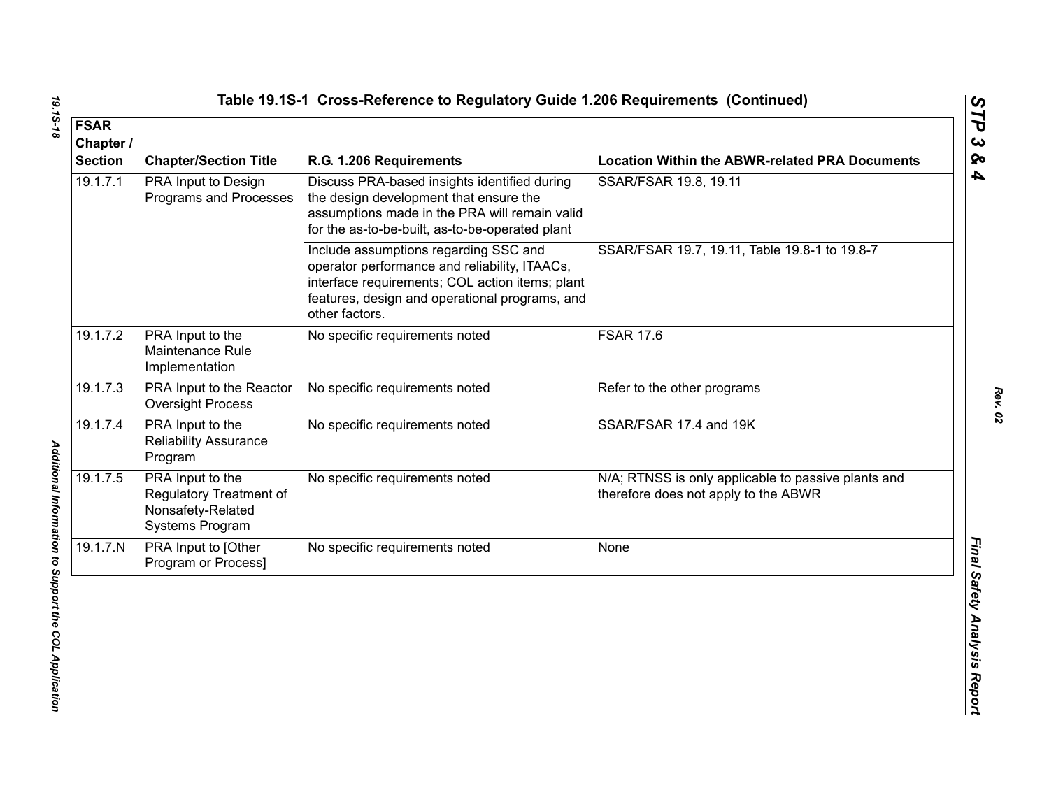**Table 19.1S-1 Cross-Reference to Regulatory Guide 1.206 Requirements (Continued)**

| FSAR Chapter / Section | Chapter/Section Title | R.G. 1.206 Requirements | Location Within the ABWR-related PRA Documents |
|---|---|---|---|
| 19.1.7.1 | PRA Input to Design Programs and Processes | Discuss PRA-based insights identified during the design development that ensure the assumptions made in the PRA will remain valid for the as-to-be-built, as-to-be-operated plant | SSAR/FSAR 19.8, 19.11 |
| | | Include assumptions regarding SSC and operator performance and reliability, ITAACs, interface requirements; COL action items; plant features, design and operational programs, and other factors. | SSAR/FSAR 19.7, 19.11, Table 19.8-1 to 19.8-7 |
| 19.1.7.2 | PRA Input to the Maintenance Rule Implementation | No specific requirements noted | FSAR 17.6 |
| 19.1.7.3 | PRA Input to the Reactor Oversight Process | No specific requirements noted | Refer to the other programs |
| 19.1.7.4 | PRA Input to the Reliability Assurance Program | No specific requirements noted | SSAR/FSAR 17.4 and 19K |
| 19.1.7.5 | PRA Input to the Regulatory Treatment of Nonsafety-Related Systems Program | No specific requirements noted | N/A; RTNSS is only applicable to passive plants and therefore does not apply to the ABWR |
| 19.1.7.N | PRA Input to [Other Program or Process] | No specific requirements noted | None |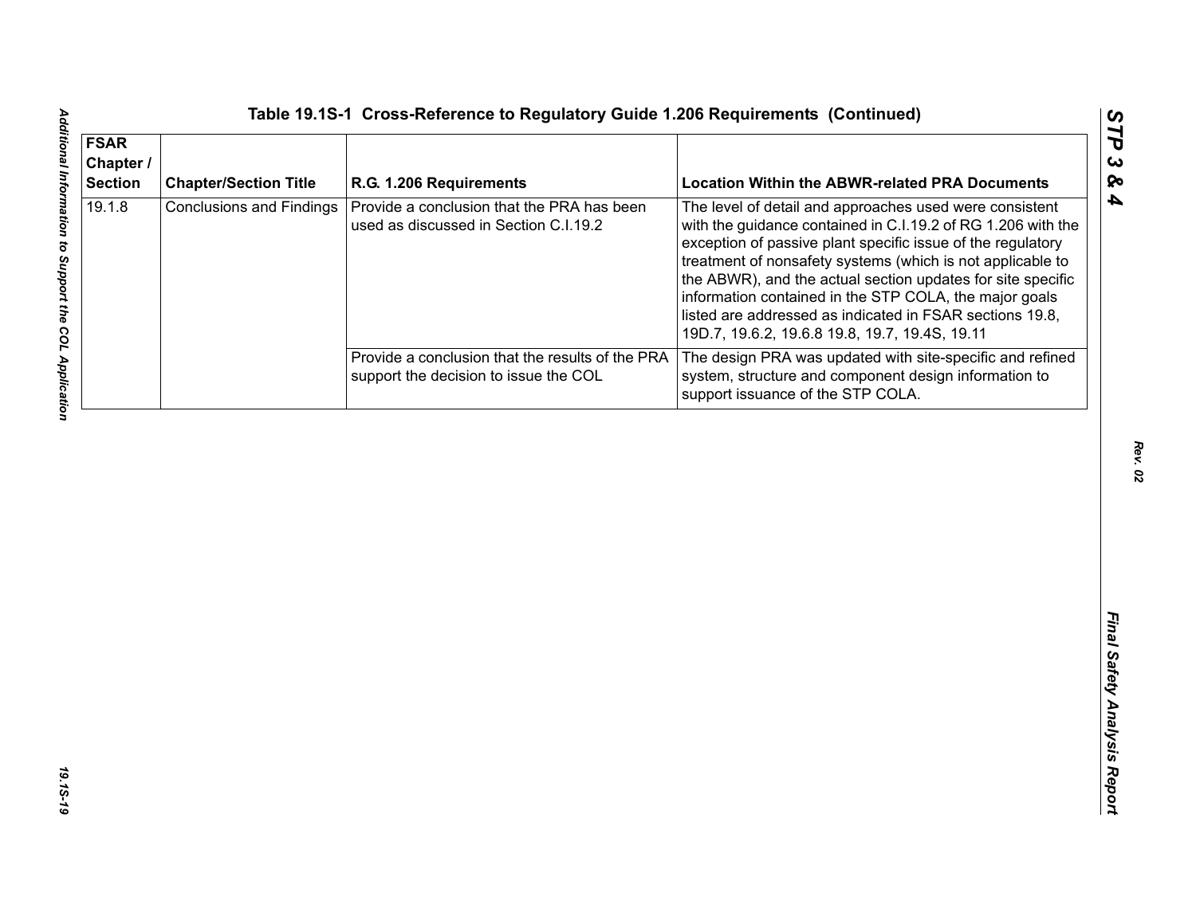### Table 19.1S-1 Cross-Reference to Regulatory Guide 1.206 Requirements (Continued)

| FSAR Chapter / Section | Chapter/Section Title | R.G. 1.206 Requirements | Location Within the ABWR-related PRA Documents |
|---|---|---|---|
| 19.1.8 | Conclusions and Findings | Provide a conclusion that the PRA has been used as discussed in Section C.I.19.2 | The level of detail and approaches used were consistent with the guidance contained in C.I.19.2 of RG 1.206 with the exception of passive plant specific issue of the regulatory treatment of nonsafety systems (which is not applicable to the ABWR), and the actual section updates for site specific information contained in the STP COLA, the major goals listed are addressed as indicated in FSAR sections 19.8, 19D.7, 19.6.2, 19.6.8 19.8, 19.7, 19.4S, 19.11 |
| | | Provide a conclusion that the results of the PRA support the decision to issue the COL | The design PRA was updated with site-specific and refined system, structure and component design information to support issuance of the STP COLA. |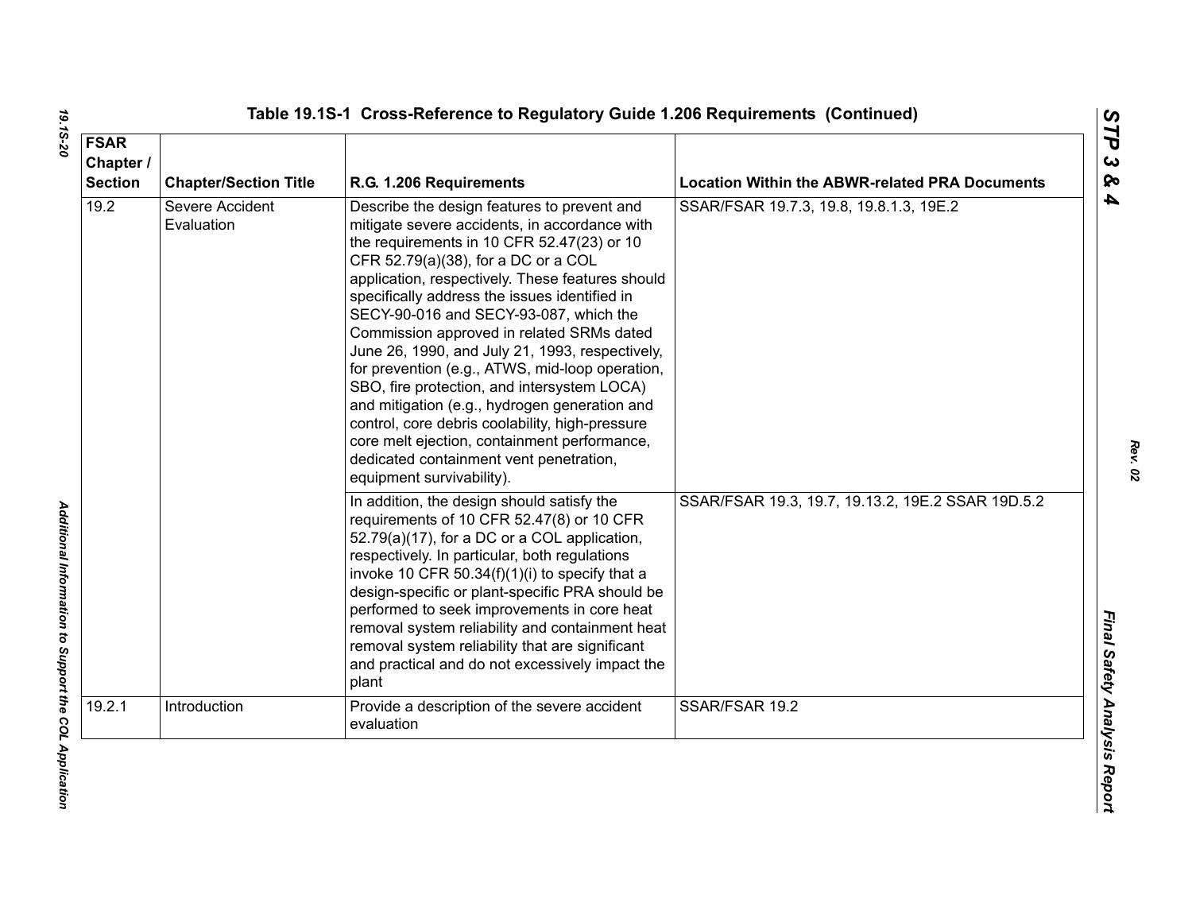## Table 19.1S-1 Cross-Reference to Regulatory Guide 1.206 Requirements (Continued)

| FSAR Chapter / Section | Chapter/Section Title | R.G. 1.206 Requirements | Location Within the ABWR-related PRA Documents |
|---|---|---|---|
| 19.2 | Severe Accident Evaluation | Describe the design features to prevent and mitigate severe accidents, in accordance with the requirements in 10 CFR 52.47(23) or 10 CFR 52.79(a)(38), for a DC or a COL application, respectively. These features should specifically address the issues identified in SECY-90-016 and SECY-93-087, which the Commission approved in related SRMs dated June 26, 1990, and July 21, 1993, respectively, for prevention (e.g., ATWS, mid-loop operation, SBO, fire protection, and intersystem LOCA) and mitigation (e.g., hydrogen generation and control, core debris coolability, high-pressure core melt ejection, containment performance, dedicated containment vent penetration, equipment survivability). | SSAR/FSAR 19.7.3, 19.8, 19.8.1.3, 19E.2 |
| | | In addition, the design should satisfy the requirements of 10 CFR 52.47(8) or 10 CFR 52.79(a)(17), for a DC or a COL application, respectively. In particular, both regulations invoke 10 CFR 50.34(f)(1)(i) to specify that a design-specific or plant-specific PRA should be performed to seek improvements in core heat removal system reliability and containment heat removal system reliability that are significant and practical and do not excessively impact the plant | SSAR/FSAR 19.3, 19.7, 19.13.2, 19E.2 SSAR 19D.5.2 |
| 19.2.1 | Introduction | Provide a description of the severe accident evaluation | SSAR/FSAR 19.2 |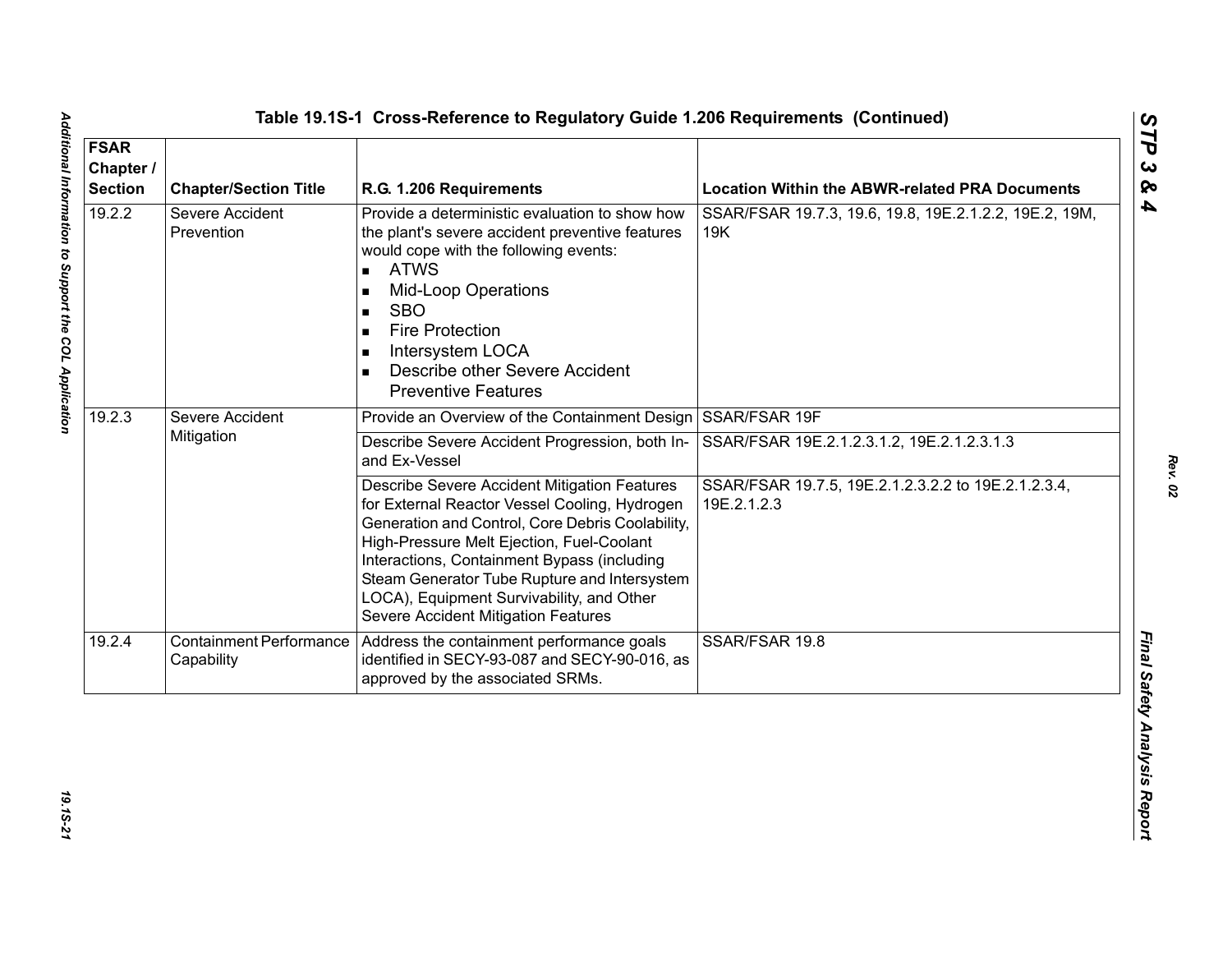## Table 19.1S-1 Cross-Reference to Regulatory Guide 1.206 Requirements (Continued)

| FSAR Chapter / Section | Chapter/Section Title | R.G. 1.206 Requirements | Location Within the ABWR-related PRA Documents |
|---|---|---|---|
| 19.2.2 | Severe Accident Prevention | Provide a deterministic evaluation to show how the plant's severe accident preventive features would cope with the following events: <br>▪ ATWS <br>▪ Mid-Loop Operations <br>▪ SBO <br>▪ Fire Protection <br>▪ Intersystem LOCA <br>▪ Describe other Severe Accident Preventive Features | SSAR/FSAR 19.7.3, 19.6, 19.8, 19E.2.1.2.2, 19E.2, 19M, 19K |
| 19.2.3 | Severe Accident Mitigation | Provide an Overview of the Containment Design | SSAR/FSAR 19F |
| | | Describe Severe Accident Progression, both In- and Ex-Vessel | SSAR/FSAR 19E.2.1.2.3.1.2, 19E.2.1.2.3.1.3 |
| | | Describe Severe Accident Mitigation Features for External Reactor Vessel Cooling, Hydrogen Generation and Control, Core Debris Coolability, High-Pressure Melt Ejection, Fuel-Coolant Interactions, Containment Bypass (including Steam Generator Tube Rupture and Intersystem LOCA), Equipment Survivability, and Other Severe Accident Mitigation Features | SSAR/FSAR 19.7.5, 19E.2.1.2.3.2.2 to 19E.2.1.2.3.4, 19E.2.1.2.3 |
| 19.2.4 | Containment Performance Capability | Address the containment performance goals identified in SECY-93-087 and SECY-90-016, as approved by the associated SRMs. | SSAR/FSAR 19.8 |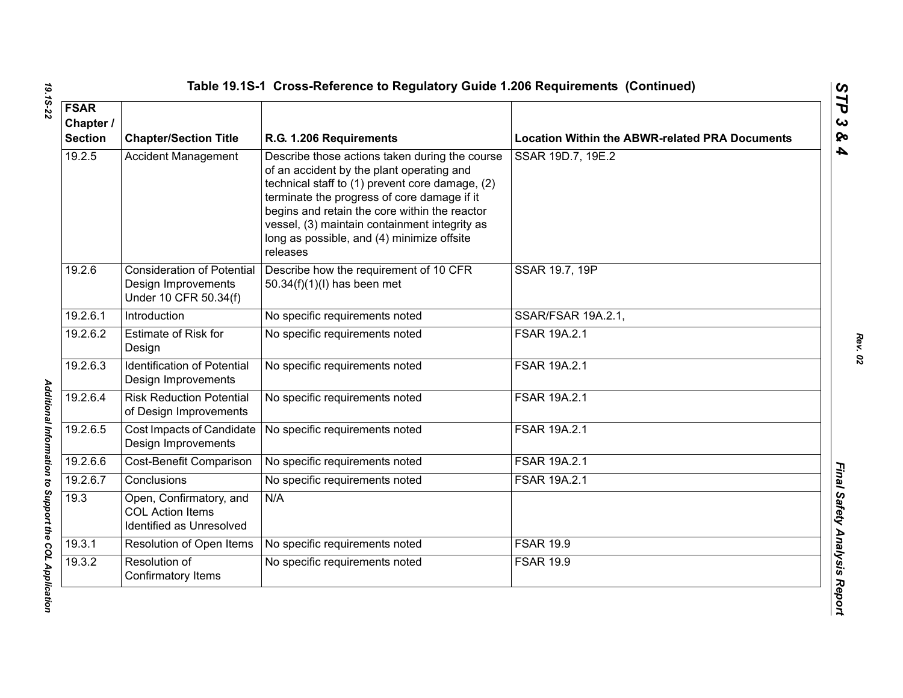Table 19.1S-1 Cross-Reference to Regulatory Guide 1.206 Requirements (Continued)

| FSAR Chapter / Section | Chapter/Section Title | R.G. 1.206 Requirements | Location Within the ABWR-related PRA Documents |
|---|---|---|---|
| 19.2.5 | Accident Management | Describe those actions taken during the course of an accident by the plant operating and technical staff to (1) prevent core damage, (2) terminate the progress of core damage if it begins and retain the core within the reactor vessel, (3) maintain containment integrity as long as possible, and (4) minimize offsite releases | SSAR 19D.7, 19E.2 |
| 19.2.6 | Consideration of Potential Design Improvements Under 10 CFR 50.34(f) | Describe how the requirement of 10 CFR 50.34(f)(1)(I) has been met | SSAR 19.7, 19P |
| 19.2.6.1 | Introduction | No specific requirements noted | SSAR/FSAR 19A.2.1, |
| 19.2.6.2 | Estimate of Risk for Design | No specific requirements noted | FSAR 19A.2.1 |
| 19.2.6.3 | Identification of Potential Design Improvements | No specific requirements noted | FSAR 19A.2.1 |
| 19.2.6.4 | Risk Reduction Potential of Design Improvements | No specific requirements noted | FSAR 19A.2.1 |
| 19.2.6.5 | Cost Impacts of Candidate Design Improvements | No specific requirements noted | FSAR 19A.2.1 |
| 19.2.6.6 | Cost-Benefit Comparison | No specific requirements noted | FSAR 19A.2.1 |
| 19.2.6.7 | Conclusions | No specific requirements noted | FSAR 19A.2.1 |
| 19.3 | Open, Confirmatory, and COL Action Items Identified as Unresolved | N/A | |
| 19.3.1 | Resolution of Open Items | No specific requirements noted | FSAR 19.9 |
| 19.3.2 | Resolution of Confirmatory Items | No specific requirements noted | FSAR 19.9 |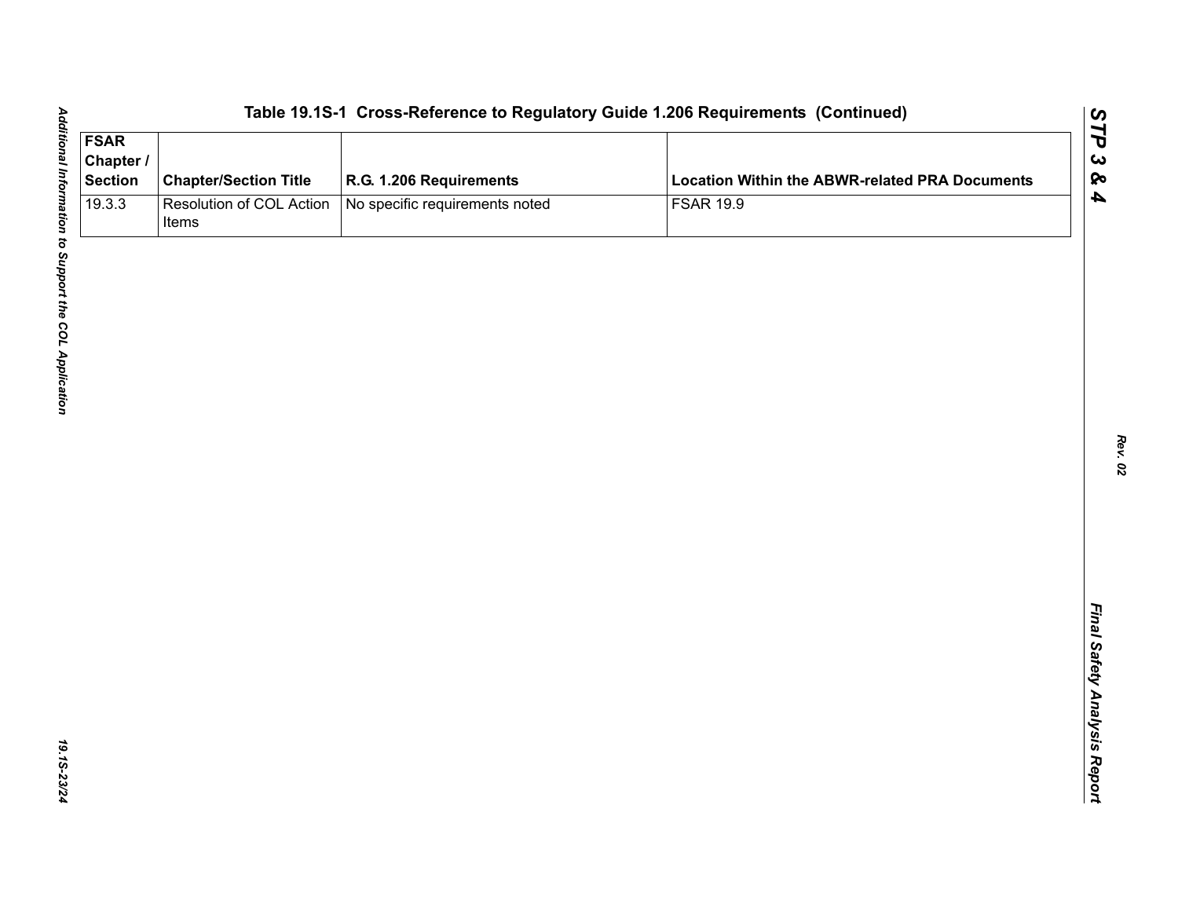## Table 19.1S-1 Cross-Reference to Regulatory Guide 1.206 Requirements (Continued)

| FSAR Chapter / Section | Chapter/Section Title | R.G. 1.206 Requirements | Location Within the ABWR-related PRA Documents |
|---|---|---|---|
| 19.3.3 | Resolution of COL Action Items | No specific requirements noted | FSAR 19.9 |